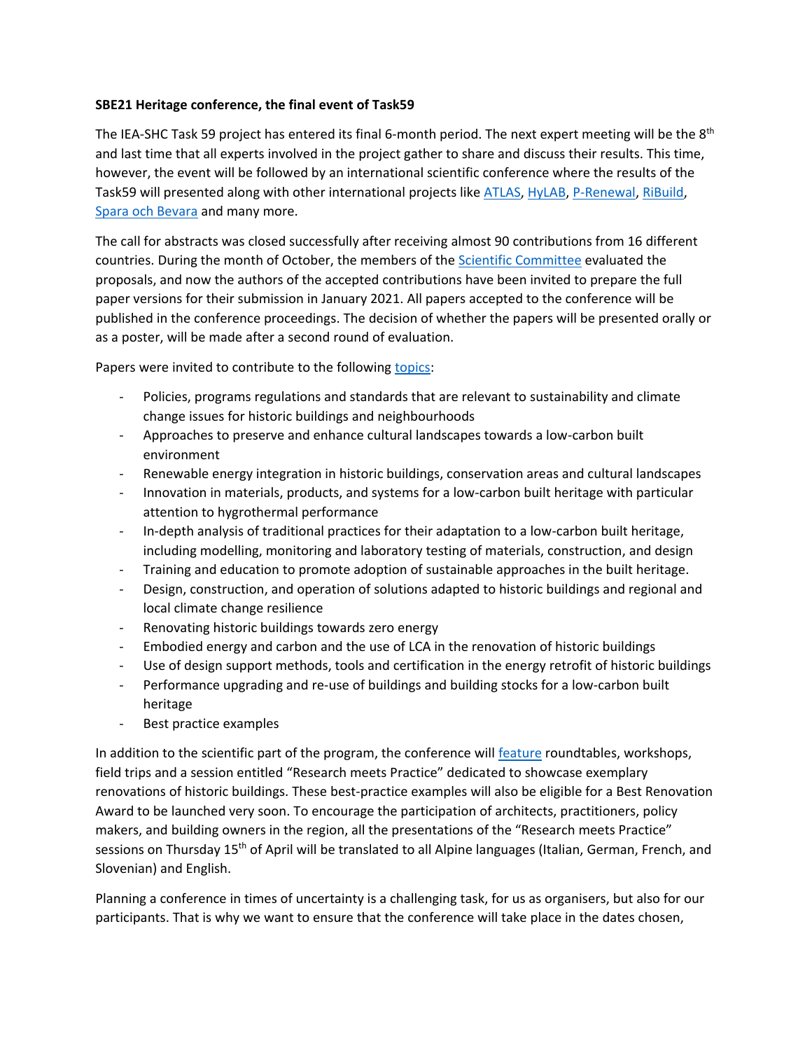**SBE21 Heritage conference, the final event of Task59**

The IEA-SHC Task 59 project has entered its final 6-month period. The next expert meeting will be the 8th and last time that all experts involved in the project gather to share and discuss their results. This time, however, the event will be followed by an international scientific conference where the results of the Task59 will presented along with other international projects like ATLAS, HyLAB, P-Renewal, RiBuild, Spara och Bevara and many more.

The call for abstracts was closed successfully after receiving almost 90 contributions from 16 different countries. During the month of October, the members of the Scientific Committee evaluated the proposals, and now the authors of the accepted contributions have been invited to prepare the full paper versions for their submission in January 2021. All papers accepted to the conference will be published in the conference proceedings. The decision of whether the papers will be presented orally or as a poster, will be made after a second round of evaluation.

Papers were invited to contribute to the following topics:

- Policies, programs regulations and standards that are relevant to sustainability and climate change issues for historic buildings and neighbourhoods
- Approaches to preserve and enhance cultural landscapes towards a low-carbon built environment
- Renewable energy integration in historic buildings, conservation areas and cultural landscapes
- Innovation in materials, products, and systems for a low-carbon built heritage with particular attention to hygrothermal performance
- In-depth analysis of traditional practices for their adaptation to a low-carbon built heritage, including modelling, monitoring and laboratory testing of materials, construction, and design
- Training and education to promote adoption of sustainable approaches in the built heritage.
- Design, construction, and operation of solutions adapted to historic buildings and regional and local climate change resilience
- Renovating historic buildings towards zero energy
- Embodied energy and carbon and the use of LCA in the renovation of historic buildings
- Use of design support methods, tools and certification in the energy retrofit of historic buildings
- Performance upgrading and re-use of buildings and building stocks for a low-carbon built heritage
- Best practice examples

In addition to the scientific part of the program, the conference will feature roundtables, workshops, field trips and a session entitled "Research meets Practice" dedicated to showcase exemplary renovations of historic buildings. These best-practice examples will also be eligible for a Best Renovation Award to be launched very soon. To encourage the participation of architects, practitioners, policy makers, and building owners in the region, all the presentations of the "Research meets Practice" sessions on Thursday 15th of April will be translated to all Alpine languages (Italian, German, French, and Slovenian) and English.

Planning a conference in times of uncertainty is a challenging task, for us as organisers, but also for our participants. That is why we want to ensure that the conference will take place in the dates chosen,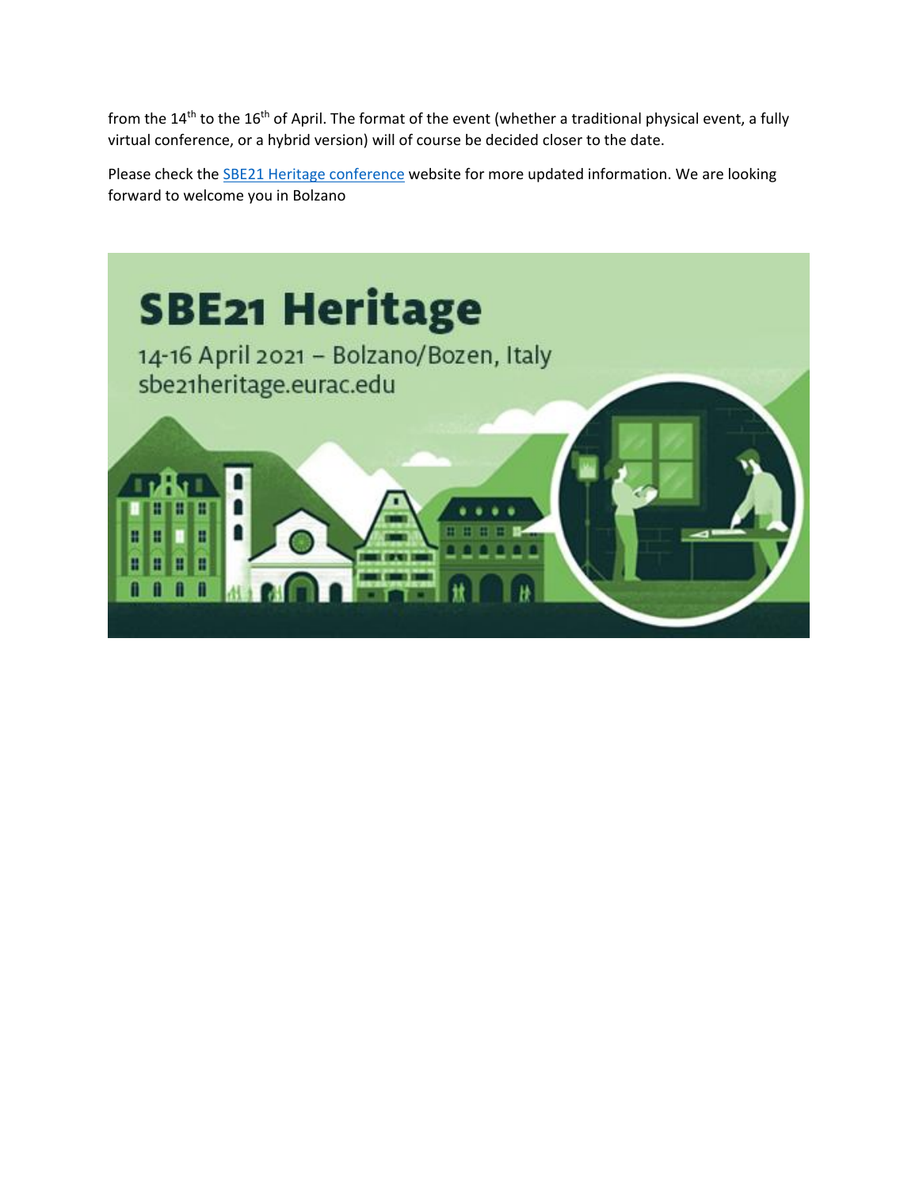from the 14th to the 16th of April. The format of the event (whether a traditional physical event, a fully virtual conference, or a hybrid version) will of course be decided closer to the date.

Please check the SBE21 Heritage conference website for more updated information. We are looking forward to welcome you in Bolzano